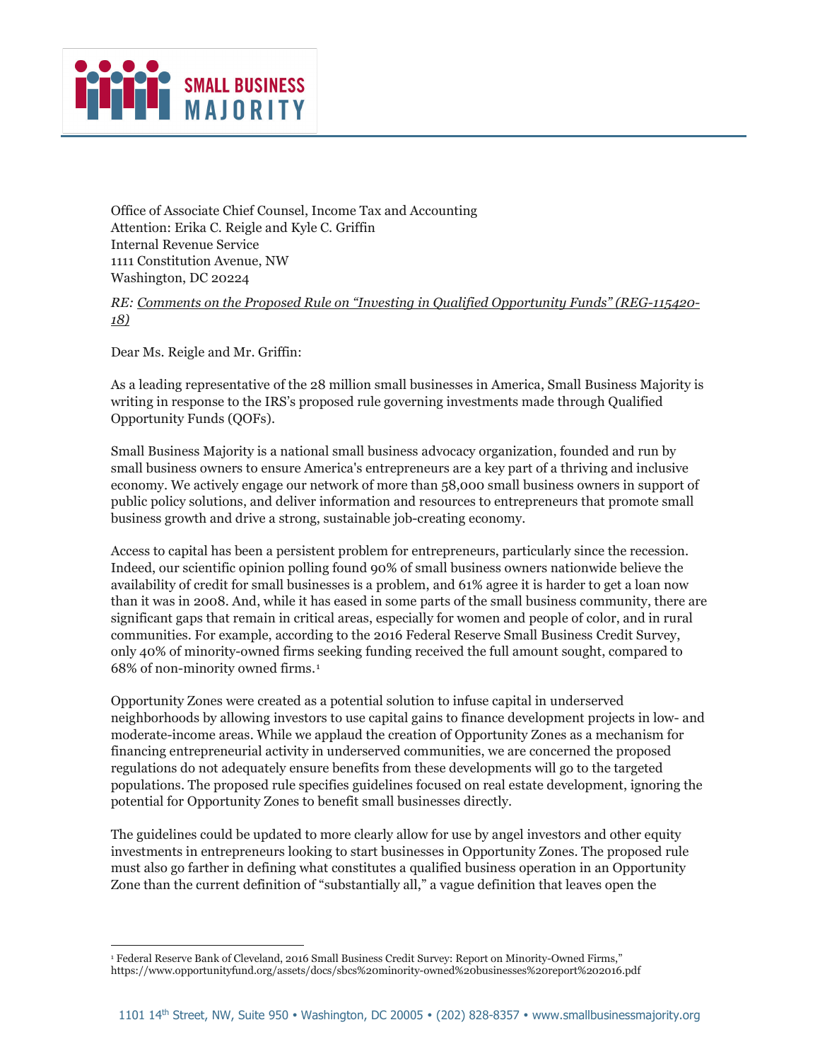Office of Associate Chief Counsel, Income Tax and Accounting
Attention: Erika C. Reigle and Kyle C. Griffin
Internal Revenue Service
1111 Constitution Avenue, NW
Washington, DC 20224

*RE: Comments on the Proposed Rule on "Investing in Qualified Opportunity Funds" (REG-115420-18)*

Dear Ms. Reigle and Mr. Griffin:

As a leading representative of the 28 million small businesses in America, Small Business Majority is writing in response to the IRS's proposed rule governing investments made through Qualified Opportunity Funds (QOFs).

Small Business Majority is a national small business advocacy organization, founded and run by small business owners to ensure America's entrepreneurs are a key part of a thriving and inclusive economy. We actively engage our network of more than 58,000 small business owners in support of public policy solutions, and deliver information and resources to entrepreneurs that promote small business growth and drive a strong, sustainable job-creating economy.

Access to capital has been a persistent problem for entrepreneurs, particularly since the recession. Indeed, our scientific opinion polling found 90% of small business owners nationwide believe the availability of credit for small businesses is a problem, and 61% agree it is harder to get a loan now than it was in 2008. And, while it has eased in some parts of the small business community, there are significant gaps that remain in critical areas, especially for women and people of color, and in rural communities. For example, according to the 2016 Federal Reserve Small Business Credit Survey, only 40% of minority-owned firms seeking funding received the full amount sought, compared to 68% of non-minority owned firms.[1]

Opportunity Zones were created as a potential solution to infuse capital in underserved neighborhoods by allowing investors to use capital gains to finance development projects in low- and moderate-income areas. While we applaud the creation of Opportunity Zones as a mechanism for financing entrepreneurial activity in underserved communities, we are concerned the proposed regulations do not adequately ensure benefits from these developments will go to the targeted populations. The proposed rule specifies guidelines focused on real estate development, ignoring the potential for Opportunity Zones to benefit small businesses directly.

The guidelines could be updated to more clearly allow for use by angel investors and other equity investments in entrepreneurs looking to start businesses in Opportunity Zones. The proposed rule must also go farther in defining what constitutes a qualified business operation in an Opportunity Zone than the current definition of "substantially all," a vague definition that leaves open the

---

[1] Federal Reserve Bank of Cleveland, 2016 Small Business Credit Survey: Report on Minority-Owned Firms," https://www.opportunityfund.org/assets/docs/sbcs%20minority-owned%20businesses%20report%202016.pdf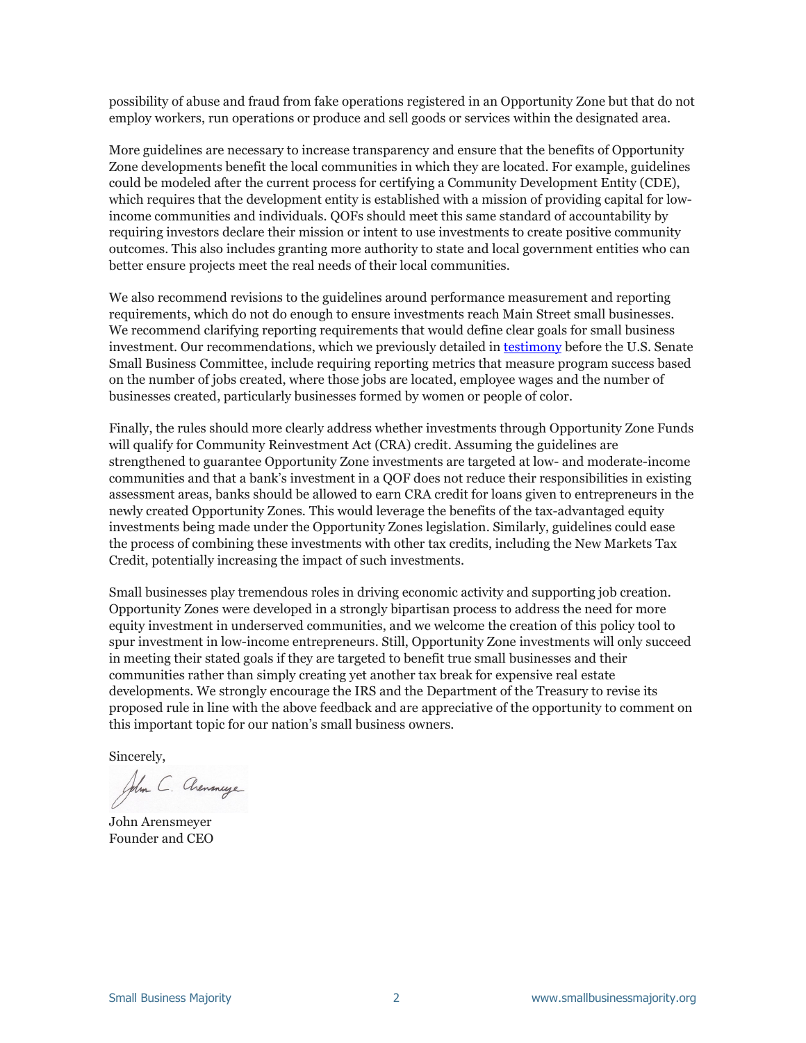possibility of abuse and fraud from fake operations registered in an Opportunity Zone but that do not employ workers, run operations or produce and sell goods or services within the designated area.

More guidelines are necessary to increase transparency and ensure that the benefits of Opportunity Zone developments benefit the local communities in which they are located. For example, guidelines could be modeled after the current process for certifying a Community Development Entity (CDE), which requires that the development entity is established with a mission of providing capital for low-income communities and individuals. QOFs should meet this same standard of accountability by requiring investors declare their mission or intent to use investments to create positive community outcomes. This also includes granting more authority to state and local government entities who can better ensure projects meet the real needs of their local communities.

We also recommend revisions to the guidelines around performance measurement and reporting requirements, which do not do enough to ensure investments reach Main Street small businesses. We recommend clarifying reporting requirements that would define clear goals for small business investment. Our recommendations, which we previously detailed in [testimony](testimony) before the U.S. Senate Small Business Committee, include requiring reporting metrics that measure program success based on the number of jobs created, where those jobs are located, employee wages and the number of businesses created, particularly businesses formed by women or people of color.

Finally, the rules should more clearly address whether investments through Opportunity Zone Funds will qualify for Community Reinvestment Act (CRA) credit. Assuming the guidelines are strengthened to guarantee Opportunity Zone investments are targeted at low- and moderate-income communities and that a bank's investment in a QOF does not reduce their responsibilities in existing assessment areas, banks should be allowed to earn CRA credit for loans given to entrepreneurs in the newly created Opportunity Zones. This would leverage the benefits of the tax-advantaged equity investments being made under the Opportunity Zones legislation. Similarly, guidelines could ease the process of combining these investments with other tax credits, including the New Markets Tax Credit, potentially increasing the impact of such investments.

Small businesses play tremendous roles in driving economic activity and supporting job creation. Opportunity Zones were developed in a strongly bipartisan process to address the need for more equity investment in underserved communities, and we welcome the creation of this policy tool to spur investment in low-income entrepreneurs. Still, Opportunity Zone investments will only succeed in meeting their stated goals if they are targeted to benefit true small businesses and their communities rather than simply creating yet another tax break for expensive real estate developments. We strongly encourage the IRS and the Department of the Treasury to revise its proposed rule in line with the above feedback and are appreciative of the opportunity to comment on this important topic for our nation's small business owners.

Sincerely,

John C. Arensmeyer

John Arensmeyer
Founder and CEO